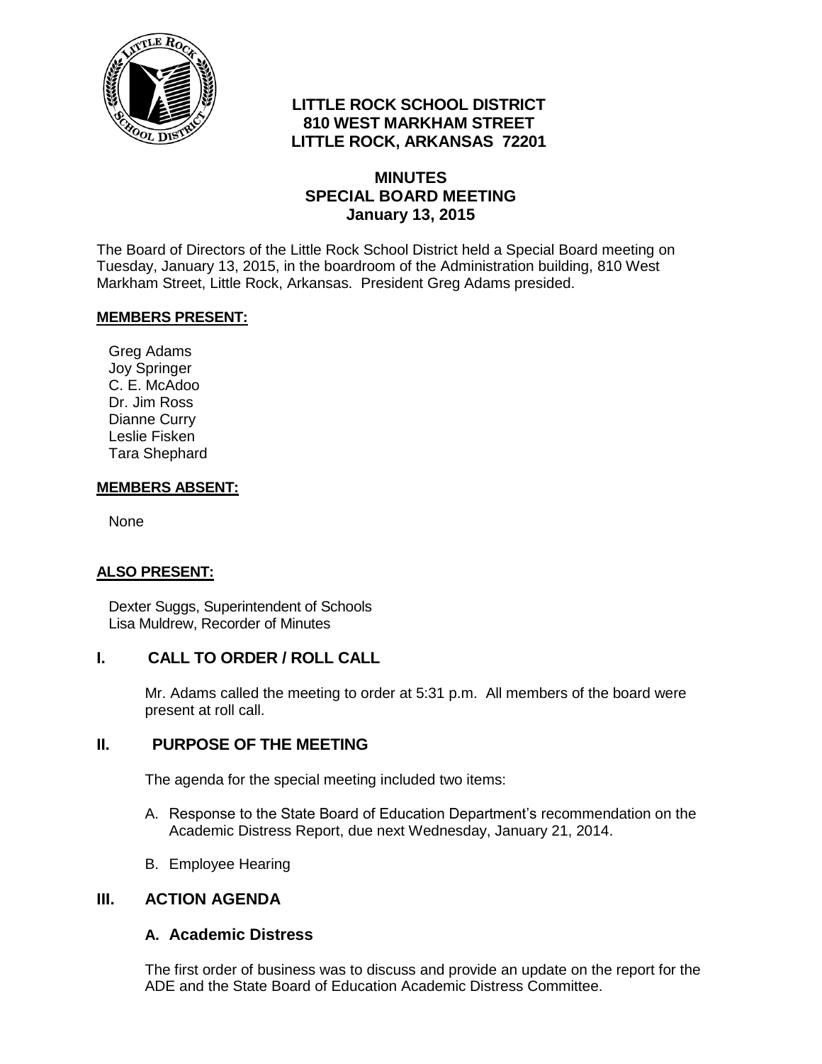# LITTLE ROCK SCHOOL DISTRICT
## 810 WEST MARKHAM STREET
## LITTLE ROCK, ARKANSAS 72201

## MINUTES
## SPECIAL BOARD MEETING
## January 13, 2015

The Board of Directors of the Little Rock School District held a Special Board meeting on Tuesday, January 13, 2015, in the boardroom of the Administration building, 810 West Markham Street, Little Rock, Arkansas. President Greg Adams presided.

**MEMBERS PRESENT:**

Greg Adams
Joy Springer
C. E. McAdoo
Dr. Jim Ross
Dianne Curry
Leslie Fisken
Tara Shephard

**MEMBERS ABSENT:**

None

**ALSO PRESENT:**

Dexter Suggs, Superintendent of Schools
Lisa Muldrew, Recorder of Minutes

## I. CALL TO ORDER / ROLL CALL

Mr. Adams called the meeting to order at 5:31 p.m. All members of the board were present at roll call.

## II. PURPOSE OF THE MEETING

The agenda for the special meeting included two items:

A. Response to the State Board of Education Department's recommendation on the Academic Distress Report, due next Wednesday, January 21, 2014.

B. Employee Hearing

## III. ACTION AGENDA

### A. Academic Distress

The first order of business was to discuss and provide an update on the report for the ADE and the State Board of Education Academic Distress Committee.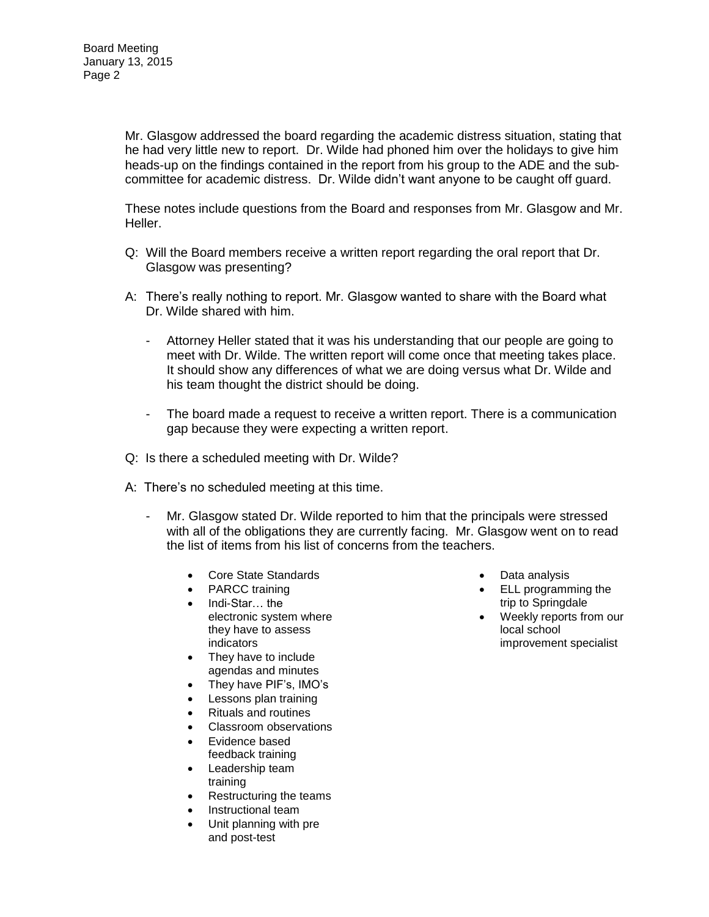Mr. Glasgow addressed the board regarding the academic distress situation, stating that he had very little new to report. Dr. Wilde had phoned him over the holidays to give him heads-up on the findings contained in the report from his group to the ADE and the sub-committee for academic distress. Dr. Wilde didn't want anyone to be caught off guard.

These notes include questions from the Board and responses from Mr. Glasgow and Mr. Heller.

Q: Will the Board members receive a written report regarding the oral report that Dr. Glasgow was presenting?

A: There's really nothing to report. Mr. Glasgow wanted to share with the Board what Dr. Wilde shared with him.

- Attorney Heller stated that it was his understanding that our people are going to meet with Dr. Wilde. The written report will come once that meeting takes place. It should show any differences of what we are doing versus what Dr. Wilde and his team thought the district should be doing.

- The board made a request to receive a written report. There is a communication gap because they were expecting a written report.

Q: Is there a scheduled meeting with Dr. Wilde?

A: There's no scheduled meeting at this time.

- Mr. Glasgow stated Dr. Wilde reported to him that the principals were stressed with all of the obligations they are currently facing. Mr. Glasgow went on to read the list of items from his list of concerns from the teachers.

  - Core State Standards
  - PARCC training
  - Indi-Star… the electronic system where they have to assess indicators
  - They have to include agendas and minutes
  - They have PIF's, IMO's
  - Lessons plan training
  - Rituals and routines
  - Classroom observations
  - Evidence based feedback training
  - Leadership team training
  - Restructuring the teams
  - Instructional team
  - Unit planning with pre and post-test
  - Data analysis
  - ELL programming the trip to Springdale
  - Weekly reports from our local school improvement specialist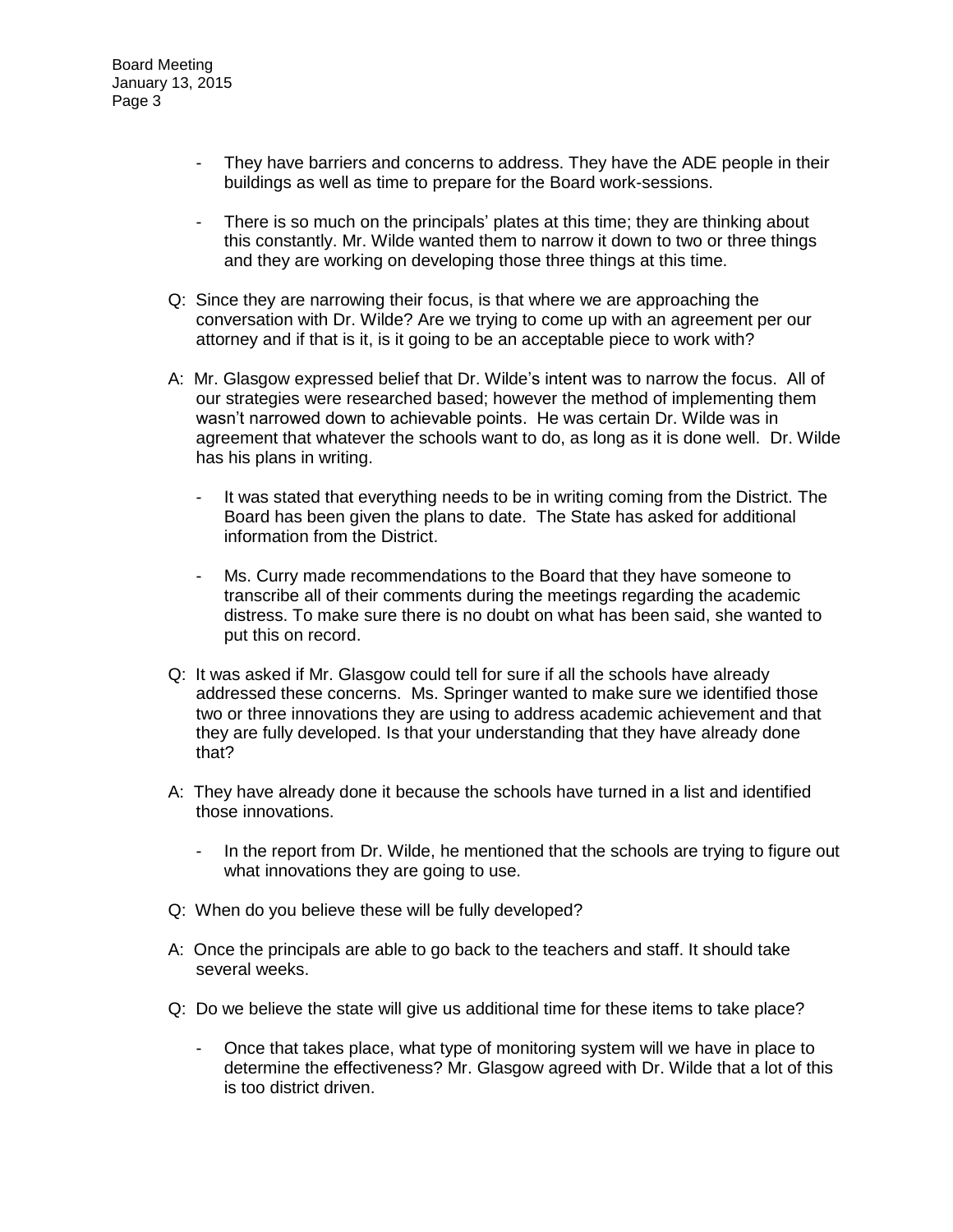- They have barriers and concerns to address. They have the ADE people in their buildings as well as time to prepare for the Board work-sessions.

- There is so much on the principals' plates at this time; they are thinking about this constantly. Mr. Wilde wanted them to narrow it down to two or three things and they are working on developing those three things at this time.

Q: Since they are narrowing their focus, is that where we are approaching the conversation with Dr. Wilde? Are we trying to come up with an agreement per our attorney and if that is it, is it going to be an acceptable piece to work with?

A: Mr. Glasgow expressed belief that Dr. Wilde's intent was to narrow the focus. All of our strategies were researched based; however the method of implementing them wasn't narrowed down to achievable points. He was certain Dr. Wilde was in agreement that whatever the schools want to do, as long as it is done well. Dr. Wilde has his plans in writing.

- It was stated that everything needs to be in writing coming from the District. The Board has been given the plans to date. The State has asked for additional information from the District.

- Ms. Curry made recommendations to the Board that they have someone to transcribe all of their comments during the meetings regarding the academic distress. To make sure there is no doubt on what has been said, she wanted to put this on record.

Q: It was asked if Mr. Glasgow could tell for sure if all the schools have already addressed these concerns. Ms. Springer wanted to make sure we identified those two or three innovations they are using to address academic achievement and that they are fully developed. Is that your understanding that they have already done that?

A: They have already done it because the schools have turned in a list and identified those innovations.

- In the report from Dr. Wilde, he mentioned that the schools are trying to figure out what innovations they are going to use.

Q: When do you believe these will be fully developed?

A: Once the principals are able to go back to the teachers and staff. It should take several weeks.

Q: Do we believe the state will give us additional time for these items to take place?

- Once that takes place, what type of monitoring system will we have in place to determine the effectiveness? Mr. Glasgow agreed with Dr. Wilde that a lot of this is too district driven.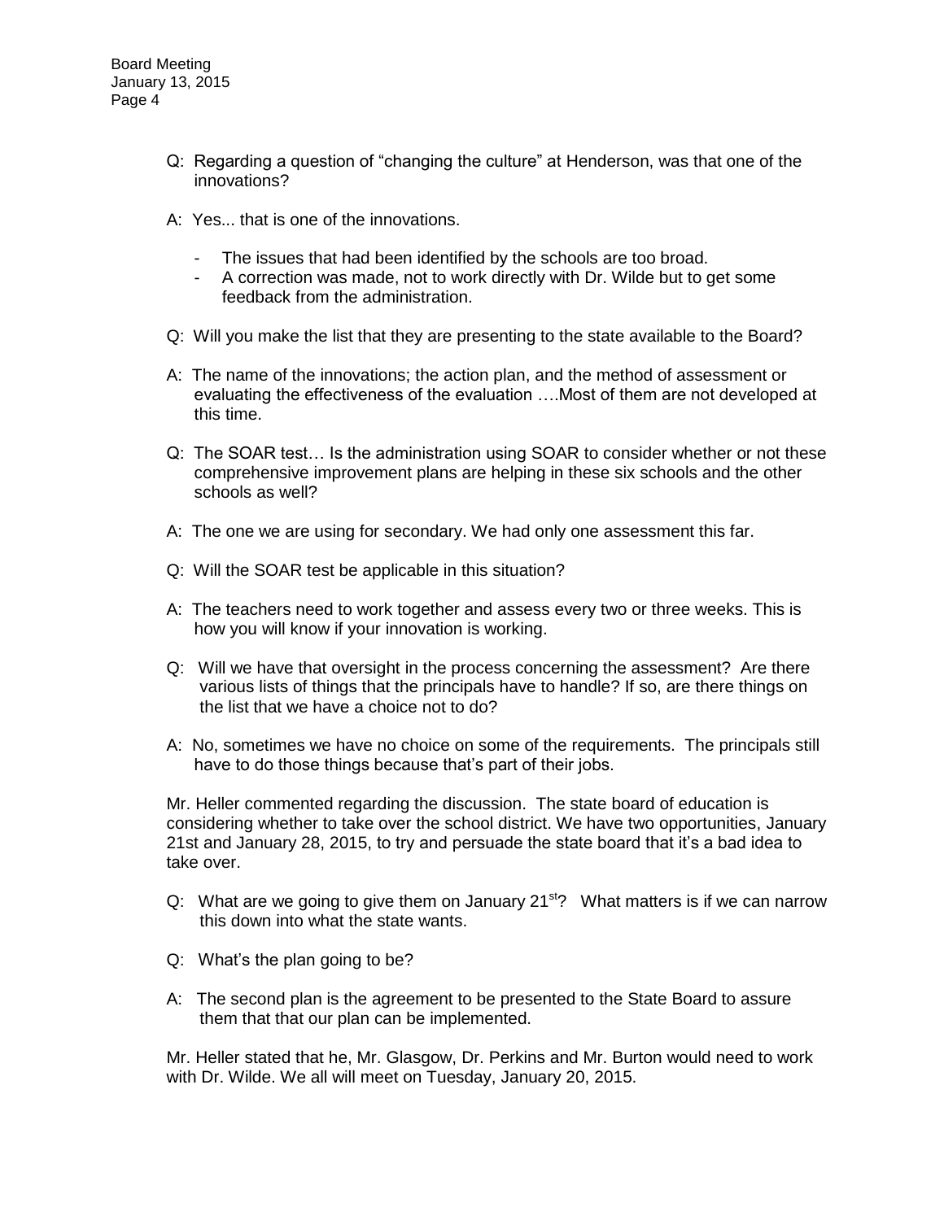Q: Regarding a question of "changing the culture" at Henderson, was that one of the innovations?

A: Yes... that is one of the innovations.

- The issues that had been identified by the schools are too broad.
- A correction was made, not to work directly with Dr. Wilde but to get some feedback from the administration.

Q: Will you make the list that they are presenting to the state available to the Board?

A: The name of the innovations; the action plan, and the method of assessment or evaluating the effectiveness of the evaluation ….Most of them are not developed at this time.

Q: The SOAR test… Is the administration using SOAR to consider whether or not these comprehensive improvement plans are helping in these six schools and the other schools as well?

A: The one we are using for secondary. We had only one assessment this far.

Q: Will the SOAR test be applicable in this situation?

A: The teachers need to work together and assess every two or three weeks. This is how you will know if your innovation is working.

Q: Will we have that oversight in the process concerning the assessment? Are there various lists of things that the principals have to handle? If so, are there things on the list that we have a choice not to do?

A: No, sometimes we have no choice on some of the requirements. The principals still have to do those things because that's part of their jobs.

Mr. Heller commented regarding the discussion. The state board of education is considering whether to take over the school district. We have two opportunities, January 21st and January 28, 2015, to try and persuade the state board that it's a bad idea to take over.

Q: What are we going to give them on January 21st? What matters is if we can narrow this down into what the state wants.

Q: What's the plan going to be?

A: The second plan is the agreement to be presented to the State Board to assure them that that our plan can be implemented.

Mr. Heller stated that he, Mr. Glasgow, Dr. Perkins and Mr. Burton would need to work with Dr. Wilde. We all will meet on Tuesday, January 20, 2015.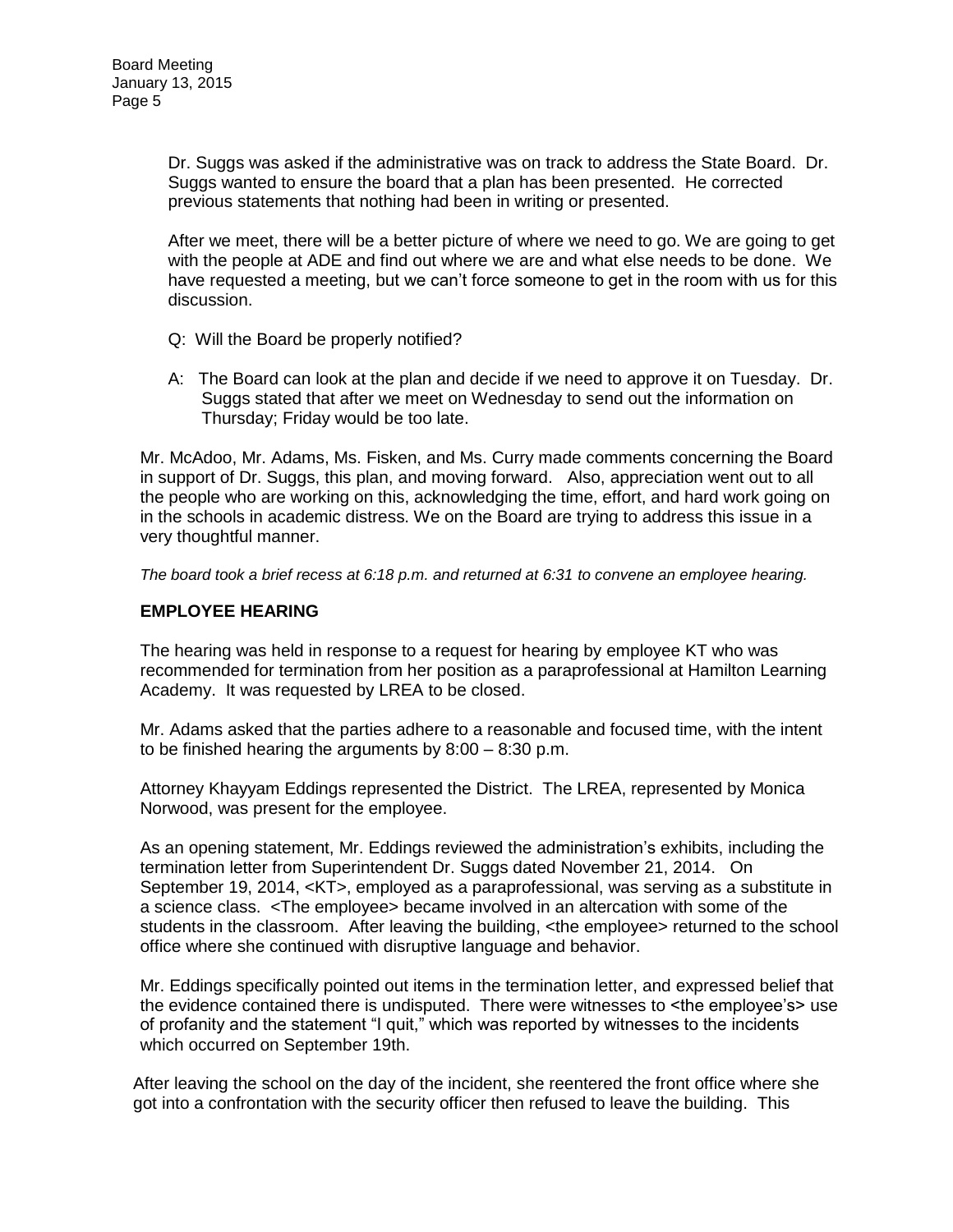Dr. Suggs was asked if the administrative was on track to address the State Board. Dr. Suggs wanted to ensure the board that a plan has been presented. He corrected previous statements that nothing had been in writing or presented.

After we meet, there will be a better picture of where we need to go. We are going to get with the people at ADE and find out where we are and what else needs to be done. We have requested a meeting, but we can't force someone to get in the room with us for this discussion.

Q: Will the Board be properly notified?

A: The Board can look at the plan and decide if we need to approve it on Tuesday. Dr. Suggs stated that after we meet on Wednesday to send out the information on Thursday; Friday would be too late.

Mr. McAdoo, Mr. Adams, Ms. Fisken, and Ms. Curry made comments concerning the Board in support of Dr. Suggs, this plan, and moving forward. Also, appreciation went out to all the people who are working on this, acknowledging the time, effort, and hard work going on in the schools in academic distress. We on the Board are trying to address this issue in a very thoughtful manner.

*The board took a brief recess at 6:18 p.m. and returned at 6:31 to convene an employee hearing.*

## EMPLOYEE HEARING

The hearing was held in response to a request for hearing by employee KT who was recommended for termination from her position as a paraprofessional at Hamilton Learning Academy. It was requested by LREA to be closed.

Mr. Adams asked that the parties adhere to a reasonable and focused time, with the intent to be finished hearing the arguments by 8:00 – 8:30 p.m.

Attorney Khayyam Eddings represented the District. The LREA, represented by Monica Norwood, was present for the employee.

As an opening statement, Mr. Eddings reviewed the administration's exhibits, including the termination letter from Superintendent Dr. Suggs dated November 21, 2014. On September 19, 2014, <KT>, employed as a paraprofessional, was serving as a substitute in a science class. <The employee> became involved in an altercation with some of the students in the classroom. After leaving the building, <the employee> returned to the school office where she continued with disruptive language and behavior.

Mr. Eddings specifically pointed out items in the termination letter, and expressed belief that the evidence contained there is undisputed. There were witnesses to <the employee's> use of profanity and the statement "I quit," which was reported by witnesses to the incidents which occurred on September 19th.

After leaving the school on the day of the incident, she reentered the front office where she got into a confrontation with the security officer then refused to leave the building. This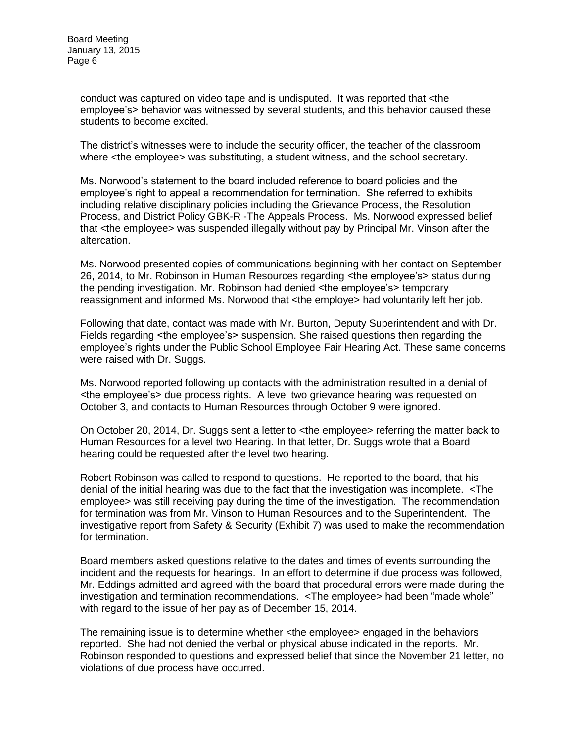conduct was captured on video tape and is undisputed. It was reported that <the employee's> behavior was witnessed by several students, and this behavior caused these students to become excited.

The district's witnesses were to include the security officer, the teacher of the classroom where <the employee> was substituting, a student witness, and the school secretary.

Ms. Norwood's statement to the board included reference to board policies and the employee's right to appeal a recommendation for termination. She referred to exhibits including relative disciplinary policies including the Grievance Process, the Resolution Process, and District Policy GBK-R -The Appeals Process. Ms. Norwood expressed belief that <the employee> was suspended illegally without pay by Principal Mr. Vinson after the altercation.

Ms. Norwood presented copies of communications beginning with her contact on September 26, 2014, to Mr. Robinson in Human Resources regarding <the employee's> status during the pending investigation. Mr. Robinson had denied <the employee's> temporary reassignment and informed Ms. Norwood that <the employe> had voluntarily left her job.

Following that date, contact was made with Mr. Burton, Deputy Superintendent and with Dr. Fields regarding <the employee's> suspension. She raised questions then regarding the employee's rights under the Public School Employee Fair Hearing Act. These same concerns were raised with Dr. Suggs.

Ms. Norwood reported following up contacts with the administration resulted in a denial of <the employee's> due process rights. A level two grievance hearing was requested on October 3, and contacts to Human Resources through October 9 were ignored.

On October 20, 2014, Dr. Suggs sent a letter to <the employee> referring the matter back to Human Resources for a level two Hearing. In that letter, Dr. Suggs wrote that a Board hearing could be requested after the level two hearing.

Robert Robinson was called to respond to questions. He reported to the board, that his denial of the initial hearing was due to the fact that the investigation was incomplete. <The employee> was still receiving pay during the time of the investigation. The recommendation for termination was from Mr. Vinson to Human Resources and to the Superintendent. The investigative report from Safety & Security (Exhibit 7) was used to make the recommendation for termination.

Board members asked questions relative to the dates and times of events surrounding the incident and the requests for hearings. In an effort to determine if due process was followed, Mr. Eddings admitted and agreed with the board that procedural errors were made during the investigation and termination recommendations. <The employee> had been "made whole" with regard to the issue of her pay as of December 15, 2014.

The remaining issue is to determine whether <the employee> engaged in the behaviors reported. She had not denied the verbal or physical abuse indicated in the reports. Mr. Robinson responded to questions and expressed belief that since the November 21 letter, no violations of due process have occurred.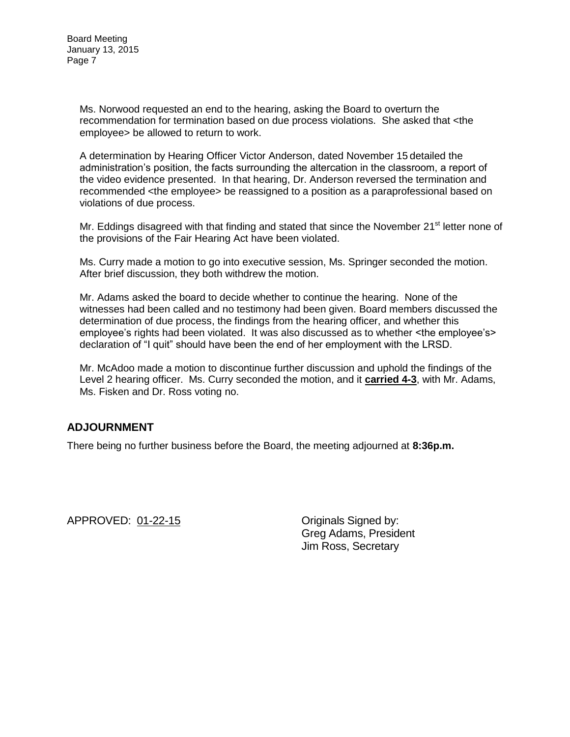Ms. Norwood requested an end to the hearing, asking the Board to overturn the recommendation for termination based on due process violations. She asked that <the employee> be allowed to return to work.

A determination by Hearing Officer Victor Anderson, dated November 15 detailed the administration's position, the facts surrounding the altercation in the classroom, a report of the video evidence presented. In that hearing, Dr. Anderson reversed the termination and recommended <the employee> be reassigned to a position as a paraprofessional based on violations of due process.

Mr. Eddings disagreed with that finding and stated that since the November 21st letter none of the provisions of the Fair Hearing Act have been violated.

Ms. Curry made a motion to go into executive session, Ms. Springer seconded the motion. After brief discussion, they both withdrew the motion.

Mr. Adams asked the board to decide whether to continue the hearing. None of the witnesses had been called and no testimony had been given. Board members discussed the determination of due process, the findings from the hearing officer, and whether this employee's rights had been violated. It was also discussed as to whether <the employee's> declaration of "I quit" should have been the end of her employment with the LRSD.

Mr. McAdoo made a motion to discontinue further discussion and uphold the findings of the Level 2 hearing officer. Ms. Curry seconded the motion, and it **carried 4-3**, with Mr. Adams, Ms. Fisken and Dr. Ross voting no.

## ADJOURNMENT

There being no further business before the Board, the meeting adjourned at **8:36p.m.**

APPROVED: 01-22-15

Originals Signed by:
Greg Adams, President
Jim Ross, Secretary